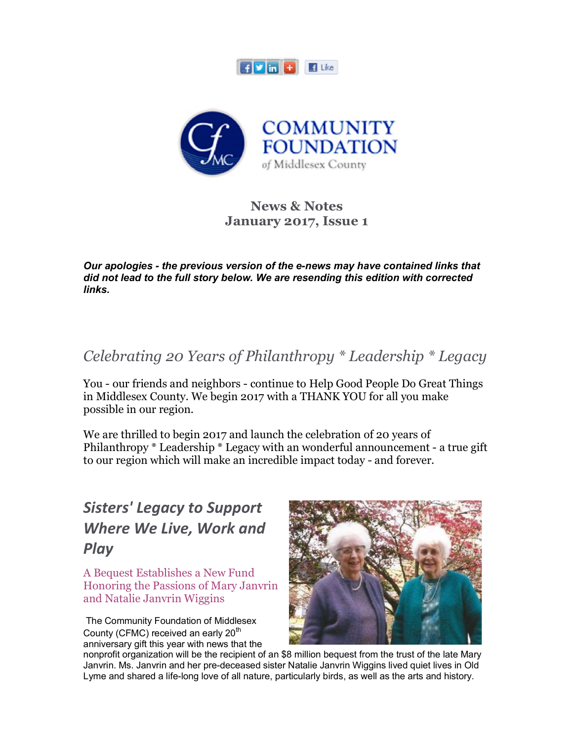COMMUNITY FOUNDATION of Middlesex County

## News & Notes
## January 2017, Issue 1

***Our apologies - the previous version of the e-news may have contained links that did not lead to the full story below. We are resending this edition with corrected links.***

## *Celebrating 20 Years of Philanthropy * Leadership * Legacy*

You - our friends and neighbors - continue to Help Good People Do Great Things in Middlesex County. We begin 2017 with a THANK YOU for all you make possible in our region.

We are thrilled to begin 2017 and launch the celebration of 20 years of Philanthropy * Leadership * Legacy with an wonderful announcement - a true gift to our region which will make an incredible impact today - and forever.

## *Sisters' Legacy to Support Where We Live, Work and Play*

### A Bequest Establishes a New Fund Honoring the Passions of Mary Janvrin and Natalie Janvrin Wiggins

The Community Foundation of Middlesex County (CFMC) received an early 20th anniversary gift this year with news that the nonprofit organization will be the recipient of an $8 million bequest from the trust of the late Mary Janvrin. Ms. Janvrin and her pre-deceased sister Natalie Janvrin Wiggins lived quiet lives in Old Lyme and shared a life-long love of all nature, particularly birds, as well as the arts and history.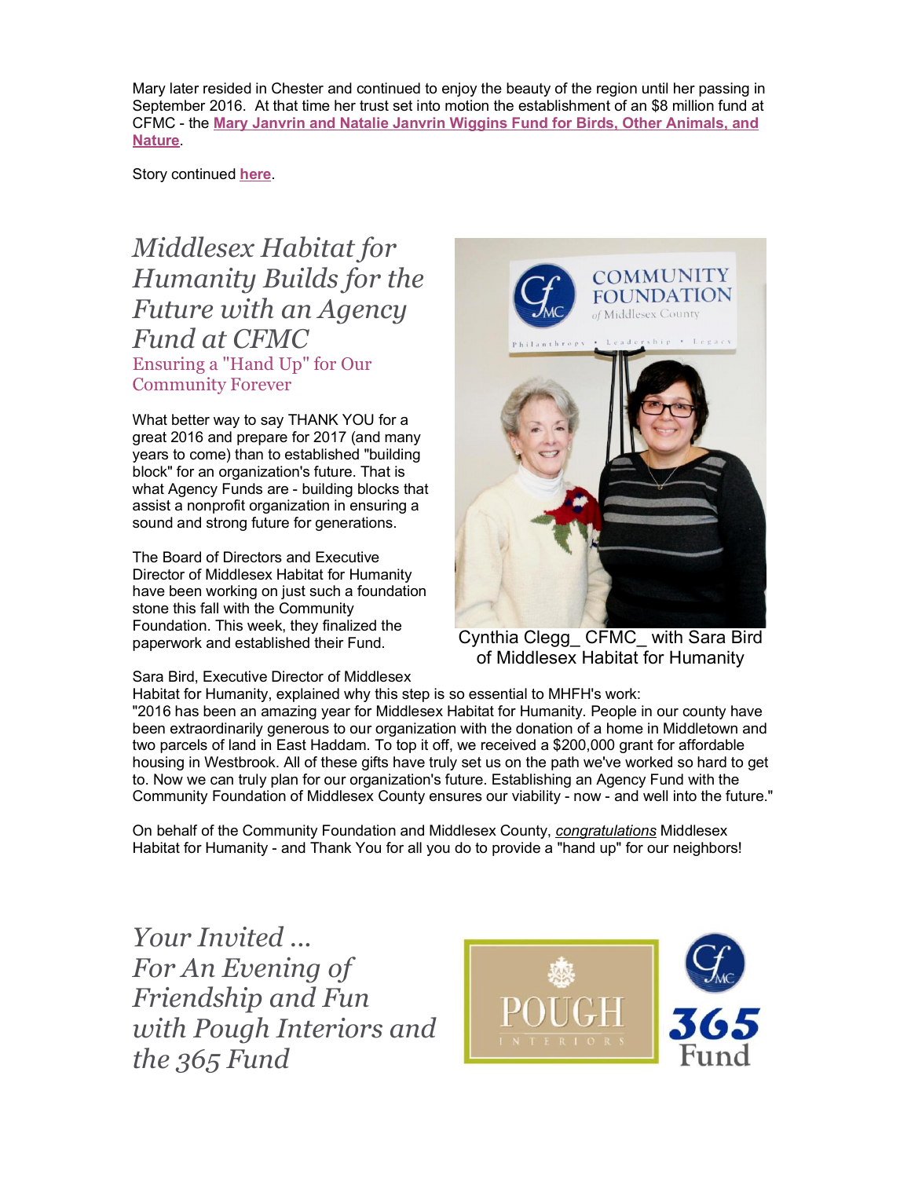Mary later resided in Chester and continued to enjoy the beauty of the region until her passing in September 2016. At that time her trust set into motion the establishment of an $8 million fund at CFMC - the **Mary Janvrin and Natalie Janvrin Wiggins Fund for Birds, Other Animals, and Nature**.

Story continued **here**.

# *Middlesex Habitat for Humanity Builds for the Future with an Agency Fund at CFMC*

## Ensuring a "Hand Up" for Our Community Forever

What better way to say THANK YOU for a great 2016 and prepare for 2017 (and many years to come) than to established "building block" for an organization's future. That is what Agency Funds are - building blocks that assist a nonprofit organization in ensuring a sound and strong future for generations.

The Board of Directors and Executive Director of Middlesex Habitat for Humanity have been working on just such a foundation stone this fall with the Community Foundation. This week, they finalized the paperwork and established their Fund.

Cynthia Clegg_ CFMC_ with Sara Bird of Middlesex Habitat for Humanity

Sara Bird, Executive Director of Middlesex Habitat for Humanity, explained why this step is so essential to MHFH's work:
"2016 has been an amazing year for Middlesex Habitat for Humanity. People in our county have been extraordinarily generous to our organization with the donation of a home in Middletown and two parcels of land in East Haddam. To top it off, we received a $200,000 grant for affordable housing in Westbrook. All of these gifts have truly set us on the path we've worked so hard to get to. Now we can truly plan for our organization's future. Establishing an Agency Fund with the Community Foundation of Middlesex County ensures our viability - now - and well into the future."

On behalf of the Community Foundation and Middlesex County, ***congratulations*** Middlesex Habitat for Humanity - and Thank You for all you do to provide a "hand up" for our neighbors!

# *Your Invited ... For An Evening of Friendship and Fun with Pough Interiors and the 365 Fund*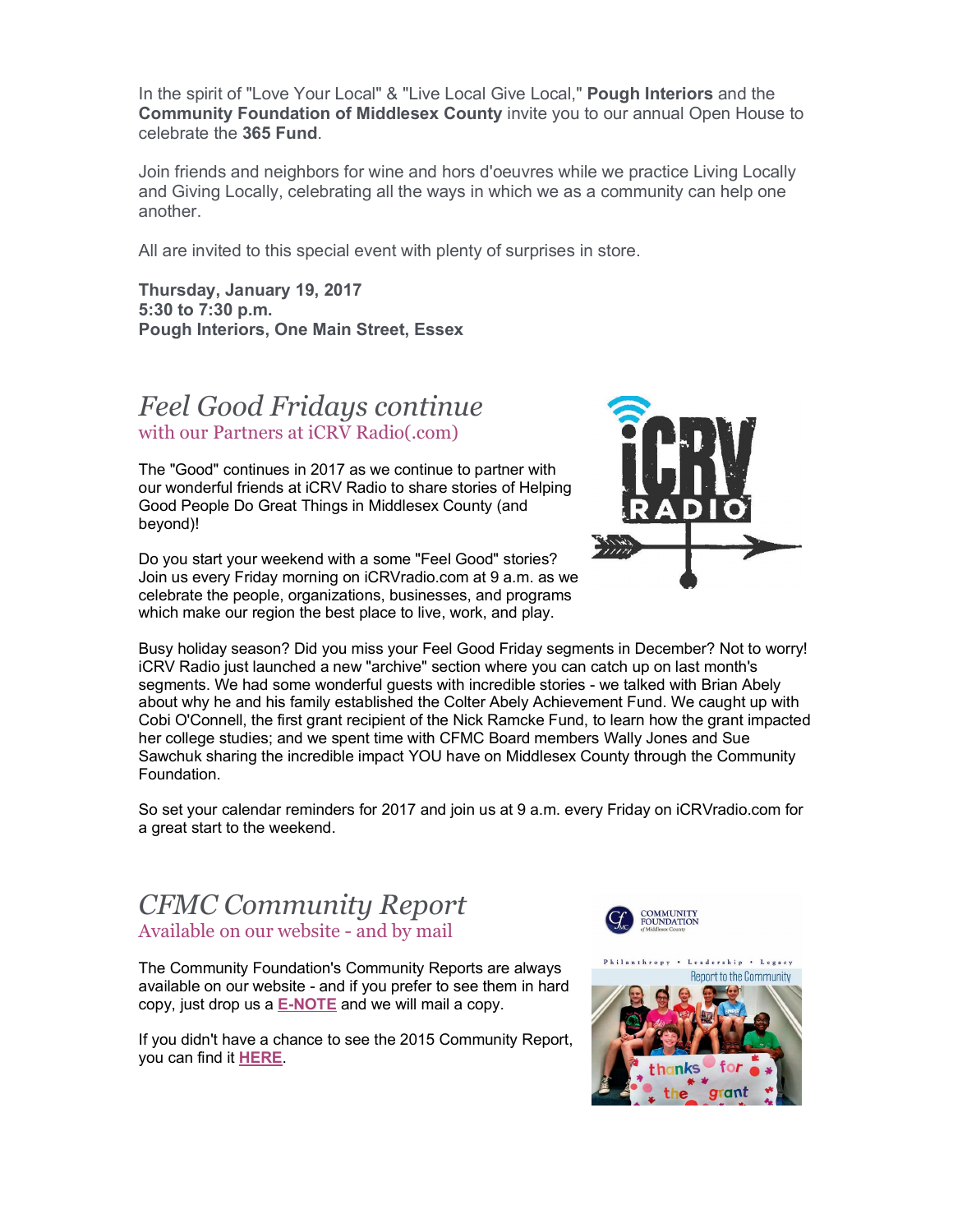In the spirit of "Love Your Local" & "Live Local Give Local," **Pough Interiors** and the **Community Foundation of Middlesex County** invite you to our annual Open House to celebrate the **365 Fund**.

Join friends and neighbors for wine and hors d'oeuvres while we practice Living Locally and Giving Locally, celebrating all the ways in which we as a community can help one another.

All are invited to this special event with plenty of surprises in store.

**Thursday, January 19, 2017**
**5:30 to 7:30 p.m.**
**Pough Interiors, One Main Street, Essex**

## *Feel Good Fridays continue*

### with our Partners at iCRV Radio(.com)

The "Good" continues in 2017 as we continue to partner with our wonderful friends at iCRV Radio to share stories of Helping Good People Do Great Things in Middlesex County (and beyond)!

Do you start your weekend with a some "Feel Good" stories? Join us every Friday morning on iCRVradio.com at 9 a.m. as we celebrate the people, organizations, businesses, and programs which make our region the best place to live, work, and play.

Busy holiday season? Did you miss your Feel Good Friday segments in December? Not to worry! iCRV Radio just launched a new "archive" section where you can catch up on last month's segments. We had some wonderful guests with incredible stories - we talked with Brian Abely about why he and his family established the Colter Abely Achievement Fund. We caught up with Cobi O'Connell, the first grant recipient of the Nick Ramcke Fund, to learn how the grant impacted her college studies; and we spent time with CFMC Board members Wally Jones and Sue Sawchuk sharing the incredible impact YOU have on Middlesex County through the Community Foundation.

So set your calendar reminders for 2017 and join us at 9 a.m. every Friday on iCRVradio.com for a great start to the weekend.

## *CFMC Community Report*

### Available on our website - and by mail

The Community Foundation's Community Reports are always available on our website - and if you prefer to see them in hard copy, just drop us a **E-NOTE** and we will mail a copy.

If you didn't have a chance to see the 2015 Community Report, you can find it **HERE**.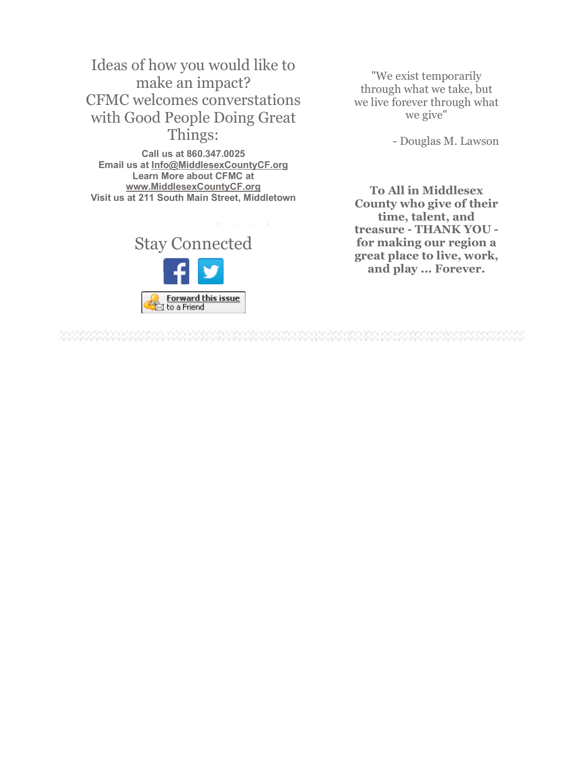## Ideas of how you would like to make an impact?
## CFMC welcomes converstations with Good People Doing Great Things:

**Call us at 860.347.0025**
**Email us at Info@MiddlesexCountyCF.org**
**Learn More about CFMC at www.MiddlesexCountyCF.org**
**Visit us at 211 South Main Street, Middletown**

## Stay Connected

Forward this issue to a Friend

"We exist temporarily through what we take, but we live forever through what we give"

\- Douglas M. Lawson

**To All in Middlesex County who give of their time, talent, and treasure - THANK YOU - for making our region a great place to live, work, and play ... Forever.**